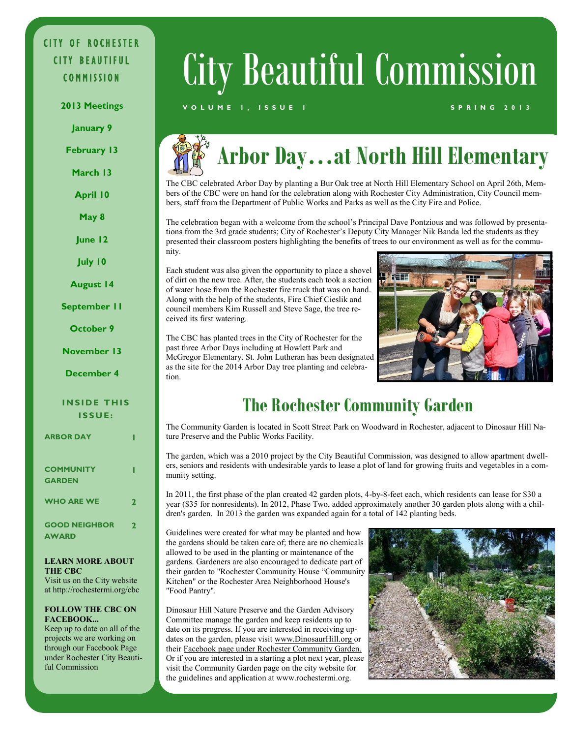# City Beautiful Commission

**VOLUME 1, ISSUE 1** — **SPRING 2013**

## Arbor Day…at North Hill Elementary

The CBC celebrated Arbor Day by planting a Bur Oak tree at North Hill Elementary School on April 26th, Members of the CBC were on hand for the celebration along with Rochester City Administration, City Council members, staff from the Department of Public Works and Parks as well as the City Fire and Police.

The celebration began with a welcome from the school's Principal Dave Pontzious and was followed by presentations from the 3rd grade students; City of Rochester's Deputy City Manager Nik Banda led the students as they presented their classroom posters highlighting the benefits of trees to our environment as well as for the community.

Each student was also given the opportunity to place a shovel of dirt on the new tree. After, the students each took a section of water hose from the Rochester fire truck that was on hand. Along with the help of the students, Fire Chief Cieslik and council members Kim Russell and Steve Sage, the tree received its first watering.

The CBC has planted trees in the City of Rochester for the past three Arbor Days including at Howlett Park and McGregor Elementary. St. John Lutheran has been designated as the site for the 2014 Arbor Day tree planting and celebration.

## The Rochester Community Garden

The Community Garden is located in Scott Street Park on Woodward in Rochester, adjacent to Dinosaur Hill Nature Preserve and the Public Works Facility.

The garden, which was a 2010 project by the City Beautiful Commission, was designed to allow apartment dwellers, seniors and residents with undesirable yards to lease a plot of land for growing fruits and vegetables in a community setting.

In 2011, the first phase of the plan created 42 garden plots, 4-by-8-feet each, which residents can lease for $30 a year ($35 for nonresidents). In 2012, Phase Two, added approximately another 30 garden plots along with a children's garden. In 2013 the garden was expanded again for a total of 142 planting beds.

Guidelines were created for what may be planted and how the gardens should be taken care of; there are no chemicals allowed to be used in the planting or maintenance of the gardens. Gardeners are also encouraged to dedicate part of their garden to "Rochester Community House "Community Kitchen" or the Rochester Area Neighborhood House's "Food Pantry".

Dinosaur Hill Nature Preserve and the Garden Advisory Committee manage the garden and keep residents up to date on its progress. If you are interested in receiving updates on the garden, please visit www.DinosaurHill.org or their Facebook page under Rochester Community Garden. Or if you are interested in a starting a plot next year, please visit the Community Garden page on the city website for the guidelines and application at www.rochestermi.org.

---

**CITY OF ROCHESTER CITY BEAUTIFUL COMMISSION**

**2013 Meetings**

- January 9
- February 13
- March 13
- April 10
- May 8
- June 12
- July 10
- August 14
- September 11
- October 9
- November 13
- December 4

**INSIDE THIS ISSUE:**

| | |
|---|---|
| ARBOR DAY | 1 |
| COMMUNITY GARDEN | 1 |
| WHO ARE WE | 2 |
| GOOD NEIGHBOR AWARD | 2 |

**LEARN MORE ABOUT THE CBC**
Visit us on the City website at http://rochestermi.org/cbc

**FOLLOW THE CBC ON FACEBOOK...**
Keep up to date on all of the projects we are working on through our Facebook Page under Rochester City Beautiful Commission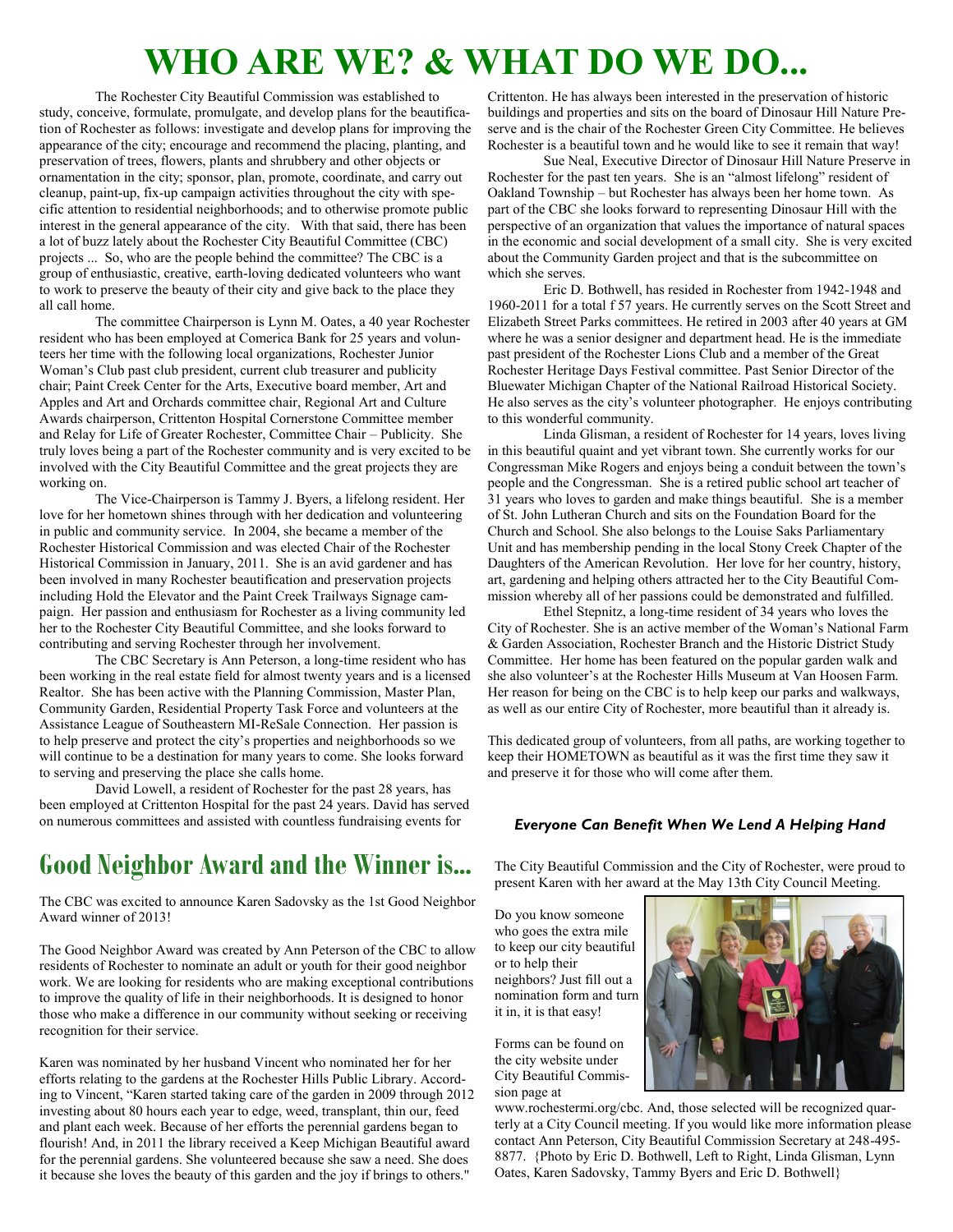# WHO ARE WE? & WHAT DO WE DO...

The Rochester City Beautiful Commission was established to study, conceive, formulate, promulgate, and develop plans for the beautification of Rochester as follows: investigate and develop plans for improving the appearance of the city; encourage and recommend the placing, planting, and preservation of trees, flowers, plants and shrubbery and other objects or ornamentation in the city; sponsor, plan, promote, coordinate, and carry out cleanup, paint-up, fix-up campaign activities throughout the city with specific attention to residential neighborhoods; and to otherwise promote public interest in the general appearance of the city. With that said, there has been a lot of buzz lately about the Rochester City Beautiful Committee (CBC) projects ... So, who are the people behind the committee? The CBC is a group of enthusiastic, creative, earth-loving dedicated volunteers who want to work to preserve the beauty of their city and give back to the place they all call home.

The committee Chairperson is Lynn M. Oates, a 40 year Rochester resident who has been employed at Comerica Bank for 25 years and volunteers her time with the following local organizations, Rochester Junior Woman's Club past club president, current club treasurer and publicity chair; Paint Creek Center for the Arts, Executive board member, Art and Apples and Art and Orchards committee chair, Regional Art and Culture Awards chairperson, Crittenton Hospital Cornerstone Committee member and Relay for Life of Greater Rochester, Committee Chair – Publicity. She truly loves being a part of the Rochester community and is very excited to be involved with the City Beautiful Committee and the great projects they are working on.

The Vice-Chairperson is Tammy J. Byers, a lifelong resident. Her love for her hometown shines through with her dedication and volunteering in public and community service. In 2004, she became a member of the Rochester Historical Commission and was elected Chair of the Rochester Historical Commission in January, 2011. She is an avid gardener and has been involved in many Rochester beautification and preservation projects including Hold the Elevator and the Paint Creek Trailways Signage campaign. Her passion and enthusiasm for Rochester as a living community led her to the Rochester City Beautiful Committee, and she looks forward to contributing and serving Rochester through her involvement.

The CBC Secretary is Ann Peterson, a long-time resident who has been working in the real estate field for almost twenty years and is a licensed Realtor. She has been active with the Planning Commission, Master Plan, Community Garden, Residential Property Task Force and volunteers at the Assistance League of Southeastern MI-ReSale Connection. Her passion is to help preserve and protect the city's properties and neighborhoods so we will continue to be a destination for many years to come. She looks forward to serving and preserving the place she calls home.

David Lowell, a resident of Rochester for the past 28 years, has been employed at Crittenton Hospital for the past 24 years. David has served on numerous committees and assisted with countless fundraising events for Crittenton. He has always been interested in the preservation of historic buildings and properties and sits on the board of Dinosaur Hill Nature Preserve and is the chair of the Rochester Green City Committee. He believes Rochester is a beautiful town and he would like to see it remain that way!

Sue Neal, Executive Director of Dinosaur Hill Nature Preserve in Rochester for the past ten years. She is an "almost lifelong" resident of Oakland Township – but Rochester has always been her home town. As part of the CBC she looks forward to representing Dinosaur Hill with the perspective of an organization that values the importance of natural spaces in the economic and social development of a small city. She is very excited about the Community Garden project and that is the subcommittee on which she serves.

Eric D. Bothwell, has resided in Rochester from 1942-1948 and 1960-2011 for a total f 57 years. He currently serves on the Scott Street and Elizabeth Street Parks committees. He retired in 2003 after 40 years at GM where he was a senior designer and department head. He is the immediate past president of the Rochester Lions Club and a member of the Great Rochester Heritage Days Festival committee. Past Senior Director of the Bluewater Michigan Chapter of the National Railroad Historical Society. He also serves as the city's volunteer photographer. He enjoys contributing to this wonderful community.

Linda Glisman, a resident of Rochester for 14 years, loves living in this beautiful quaint and yet vibrant town. She currently works for our Congressman Mike Rogers and enjoys being a conduit between the town's people and the Congressman. She is a retired public school art teacher of 31 years who loves to garden and make things beautiful. She is a member of St. John Lutheran Church and sits on the Foundation Board for the Church and School. She also belongs to the Louise Saks Parliamentary Unit and has membership pending in the local Stony Creek Chapter of the Daughters of the American Revolution. Her love for her country, history, art, gardening and helping others attracted her to the City Beautiful Commission whereby all of her passions could be demonstrated and fulfilled.

Ethel Stepnitz, a long-time resident of 34 years who loves the City of Rochester. She is an active member of the Woman's National Farm & Garden Association, Rochester Branch and the Historic District Study Committee. Her home has been featured on the popular garden walk and she also volunteer's at the Rochester Hills Museum at Van Hoosen Farm. Her reason for being on the CBC is to help keep our parks and walkways, as well as our entire City of Rochester, more beautiful than it already is.

This dedicated group of volunteers, from all paths, are working together to keep their HOMETOWN as beautiful as it was the first time they saw it and preserve it for those who will come after them.

***Everyone Can Benefit When We Lend A Helping Hand***

## Good Neighbor Award and the Winner is...

The CBC was excited to announce Karen Sadovsky as the 1st Good Neighbor Award winner of 2013!

The Good Neighbor Award was created by Ann Peterson of the CBC to allow residents of Rochester to nominate an adult or youth for their good neighbor work. We are looking for residents who are making exceptional contributions to improve the quality of life in their neighborhoods. It is designed to honor those who make a difference in our community without seeking or receiving recognition for their service.

Karen was nominated by her husband Vincent who nominated her for her efforts relating to the gardens at the Rochester Hills Public Library. According to Vincent, "Karen started taking care of the garden in 2009 through 2012 investing about 80 hours each year to edge, weed, transplant, thin our, feed and plant each week. Because of her efforts the perennial gardens began to flourish! And, in 2011 the library received a Keep Michigan Beautiful award for the perennial gardens. She volunteered because she saw a need. She does it because she loves the beauty of this garden and the joy if brings to others."

The City Beautiful Commission and the City of Rochester, were proud to present Karen with her award at the May 13th City Council Meeting.

Do you know someone who goes the extra mile to keep our city beautiful or to help their neighbors? Just fill out a nomination form and turn it in, it is that easy!

Forms can be found on the city website under City Beautiful Commission page at www.rochestermi.org/cbc. And, those selected will be recognized quarterly at a City Council meeting. If you would like more information please contact Ann Peterson, City Beautiful Commission Secretary at 248-495-8877. {Photo by Eric D. Bothwell, Left to Right, Linda Glisman, Lynn Oates, Karen Sadovsky, Tammy Byers and Eric D. Bothwell}